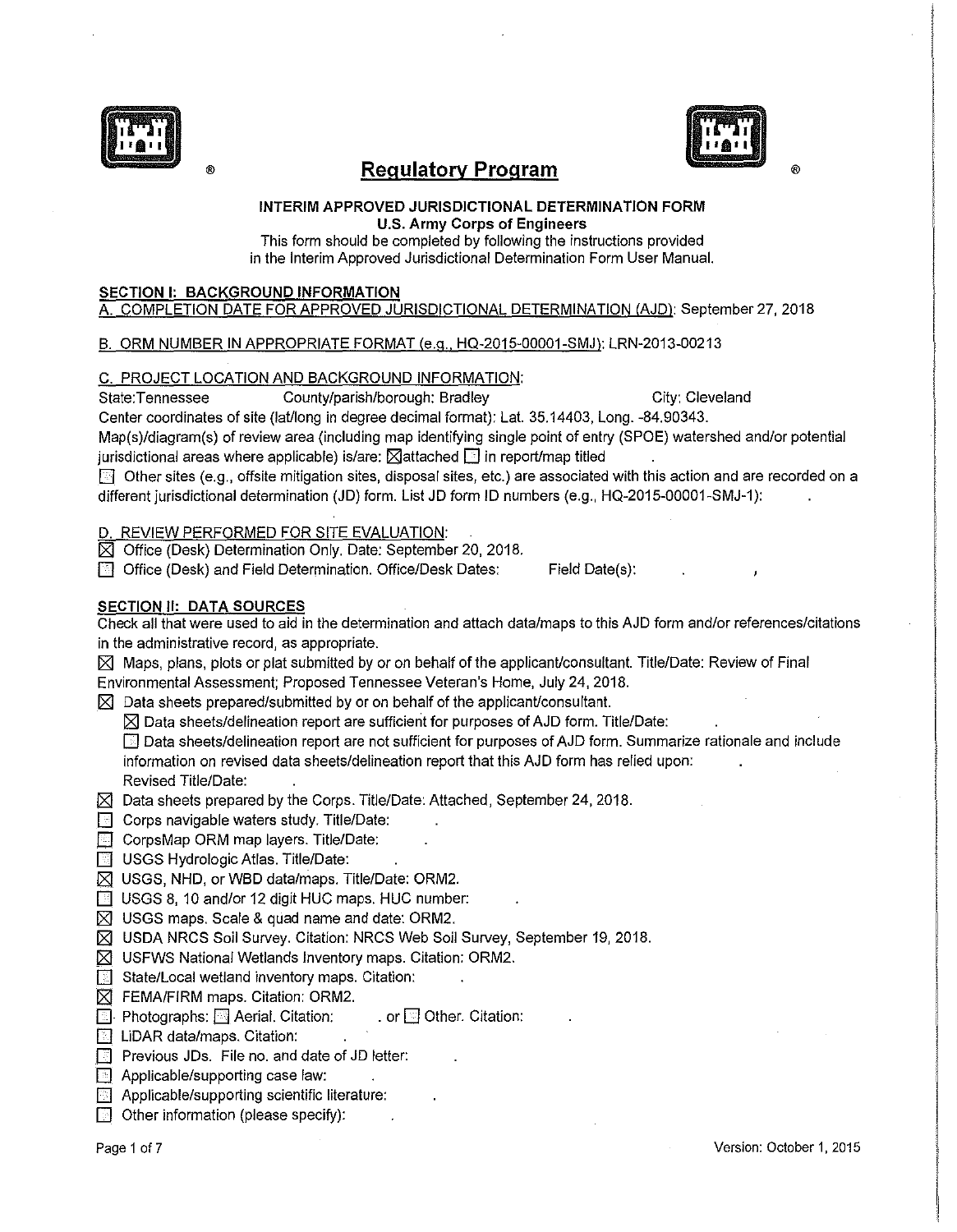# Regulatory Program

**INTERIM APPROVED JURISDICTIONAL DETERMINATION FORM**
**U.S. Army Corps of Engineers**
This form should be completed by following the instructions provided in the Interim Approved Jurisdictional Determination Form User Manual.

## SECTION I: BACKGROUND INFORMATION

A. COMPLETION DATE FOR APPROVED JURISDICTIONAL DETERMINATION (AJD): September 27, 2018

B. ORM NUMBER IN APPROPRIATE FORMAT (e.g., HQ-2015-00001-SMJ): LRN-2013-00213

C. PROJECT LOCATION AND BACKGROUND INFORMATION:
State:Tennessee County/parish/borough: Bradley City: Cleveland
Center coordinates of site (lat/long in degree decimal format): Lat. 35.14403, Long. -84.90343.
Map(s)/diagram(s) of review area (including map identifying single point of entry (SPOE) watershed and/or potential jurisdictional areas where applicable) is/are: ☒attached ☐ in report/map titled .
☐ Other sites (e.g., offsite mitigation sites, disposal sites, etc.) are associated with this action and are recorded on a different jurisdictional determination (JD) form. List JD form ID numbers (e.g., HQ-2015-00001-SMJ-1): .

D. REVIEW PERFORMED FOR SITE EVALUATION:
☒ Office (Desk) Determination Only. Date: September 20, 2018.
☐ Office (Desk) and Field Determination. Office/Desk Dates: Field Date(s): .

## SECTION II: DATA SOURCES

Check all that were used to aid in the determination and attach data/maps to this AJD form and/or references/citations in the administrative record, as appropriate.

☒ Maps, plans, plots or plat submitted by or on behalf of the applicant/consultant. Title/Date: Review of Final Environmental Assessment; Proposed Tennessee Veteran's Home, July 24, 2018.
☒ Data sheets prepared/submitted by or on behalf of the applicant/consultant.
  ☒ Data sheets/delineation report are sufficient for purposes of AJD form. Title/Date: .
  ☐ Data sheets/delineation report are not sufficient for purposes of AJD form. Summarize rationale and include information on revised data sheets/delineation report that this AJD form has relied upon: .
  Revised Title/Date: .
☒ Data sheets prepared by the Corps. Title/Date: Attached, September 24, 2018.
☐ Corps navigable waters study. Title/Date: .
☐ CorpsMap ORM map layers. Title/Date: .
☐ USGS Hydrologic Atlas. Title/Date: .
☒ USGS, NHD, or WBD data/maps. Title/Date: ORM2.
☐ USGS 8, 10 and/or 12 digit HUC maps. HUC number: .
☒ USGS maps. Scale & quad name and date: ORM2.
☒ USDA NRCS Soil Survey. Citation: NRCS Web Soil Survey, September 19, 2018.
☒ USFWS National Wetlands Inventory maps. Citation: ORM2.
☐ State/Local wetland inventory maps. Citation: .
☒ FEMA/FIRM maps. Citation: ORM2.
☐ Photographs: ☐ Aerial. Citation: . or ☐ Other. Citation: .
☐ LiDAR data/maps. Citation: .
☐ Previous JDs. File no. and date of JD letter: .
☐ Applicable/supporting case law: .
☐ Applicable/supporting scientific literature: .
☐ Other information (please specify): .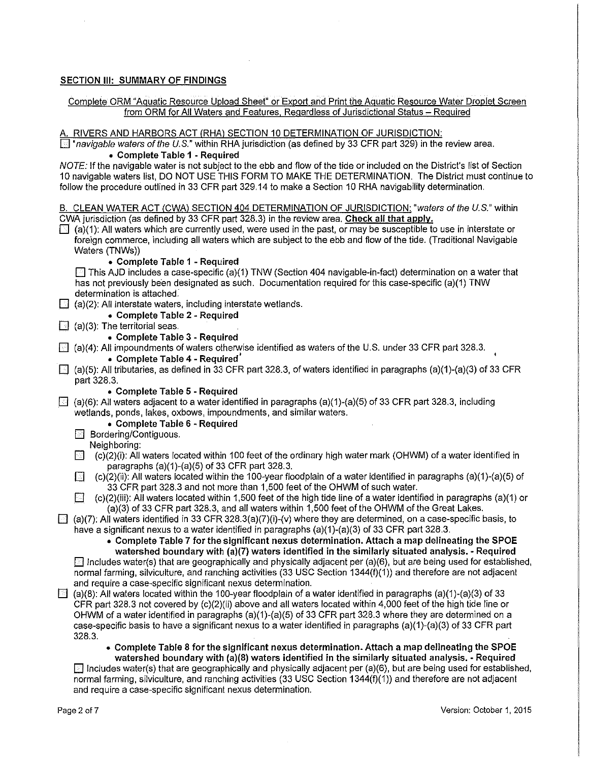## SECTION III: SUMMARY OF FINDINGS

Complete ORM "Aquatic Resource Upload Sheet" or Export and Print the Aquatic Resource Water Droplet Screen from ORM for All Waters and Features, Regardless of Jurisdictional Status – Required

A. RIVERS AND HARBORS ACT (RHA) SECTION 10 DETERMINATION OF JURISDICTION:

☐ "*navigable waters of the U.S.*" within RHA jurisdiction (as defined by 33 CFR part 329) in the review area.

- **Complete Table 1 - Required**

*NOTE:* If the navigable water is not subject to the ebb and flow of the tide or included on the District's list of Section 10 navigable waters list, DO NOT USE THIS FORM TO MAKE THE DETERMINATION. The District must continue to follow the procedure outlined in 33 CFR part 329.14 to make a Section 10 RHA navigability determination.

B. CLEAN WATER ACT (CWA) SECTION 404 DETERMINATION OF JURISDICTION: "*waters of the U.S.*" within CWA jurisdiction (as defined by 33 CFR part 328.3) in the review area. **Check all that apply.**

☐ (a)(1): All waters which are currently used, were used in the past, or may be susceptible to use in interstate or foreign commerce, including all waters which are subject to the ebb and flow of the tide. (Traditional Navigable Waters (TNWs))

- **Complete Table 1 - Required**

☐ This AJD includes a case-specific (a)(1) TNW (Section 404 navigable-in-fact) determination on a water that has not previously been designated as such. Documentation required for this case-specific (a)(1) TNW determination is attached.

☐ (a)(2): All interstate waters, including interstate wetlands.

- **Complete Table 2 - Required**

☐ (a)(3): The territorial seas.

- **Complete Table 3 - Required**

☐ (a)(4): All impoundments of waters otherwise identified as waters of the U.S. under 33 CFR part 328.3.

- **Complete Table 4 - Required**

☐ (a)(5): All tributaries, as defined in 33 CFR part 328.3, of waters identified in paragraphs (a)(1)-(a)(3) of 33 CFR part 328.3.

- **Complete Table 5 - Required**

☐ (a)(6): All waters adjacent to a water identified in paragraphs (a)(1)-(a)(5) of 33 CFR part 328.3, including wetlands, ponds, lakes, oxbows, impoundments, and similar waters.

- **Complete Table 6 - Required**

☐ Bordering/Contiguous.

Neighboring:

☐ (c)(2)(i): All waters located within 100 feet of the ordinary high water mark (OHWM) of a water identified in paragraphs (a)(1)-(a)(5) of 33 CFR part 328.3.

☐ (c)(2)(ii): All waters located within the 100-year floodplain of a water identified in paragraphs (a)(1)-(a)(5) of 33 CFR part 328.3 and not more than 1,500 feet of the OHWM of such water.

☐ (c)(2)(iii): All waters located within 1,500 feet of the high tide line of a water identified in paragraphs (a)(1) or (a)(3) of 33 CFR part 328.3, and all waters within 1,500 feet of the OHWM of the Great Lakes.

☐ (a)(7): All waters identified in 33 CFR 328.3(a)(7)(i)-(v) where they are determined, on a case-specific basis, to have a significant nexus to a water identified in paragraphs (a)(1)-(a)(3) of 33 CFR part 328.3.

- **Complete Table 7 for the significant nexus determination. Attach a map delineating the SPOE watershed boundary with (a)(7) waters identified in the similarly situated analysis. - Required**

☐ Includes water(s) that are geographically and physically adjacent per (a)(6), but are being used for established, normal farming, silviculture, and ranching activities (33 USC Section 1344(f)(1)) and therefore are not adjacent and require a case-specific significant nexus determination.

☐ (a)(8): All waters located within the 100-year floodplain of a water identified in paragraphs (a)(1)-(a)(3) of 33 CFR part 328.3 not covered by (c)(2)(ii) above and all waters located within 4,000 feet of the high tide line or OHWM of a water identified in paragraphs (a)(1)-(a)(5) of 33 CFR part 328.3 where they are determined on a case-specific basis to have a significant nexus to a water identified in paragraphs (a)(1)-(a)(3) of 33 CFR part 328.3.

- **Complete Table 8 for the significant nexus determination. Attach a map delineating the SPOE watershed boundary with (a)(8) waters identified in the similarly situated analysis. - Required**

☐ Includes water(s) that are geographically and physically adjacent per (a)(6), but are being used for established, normal farming, silviculture, and ranching activities (33 USC Section 1344(f)(1)) and therefore are not adjacent and require a case-specific significant nexus determination.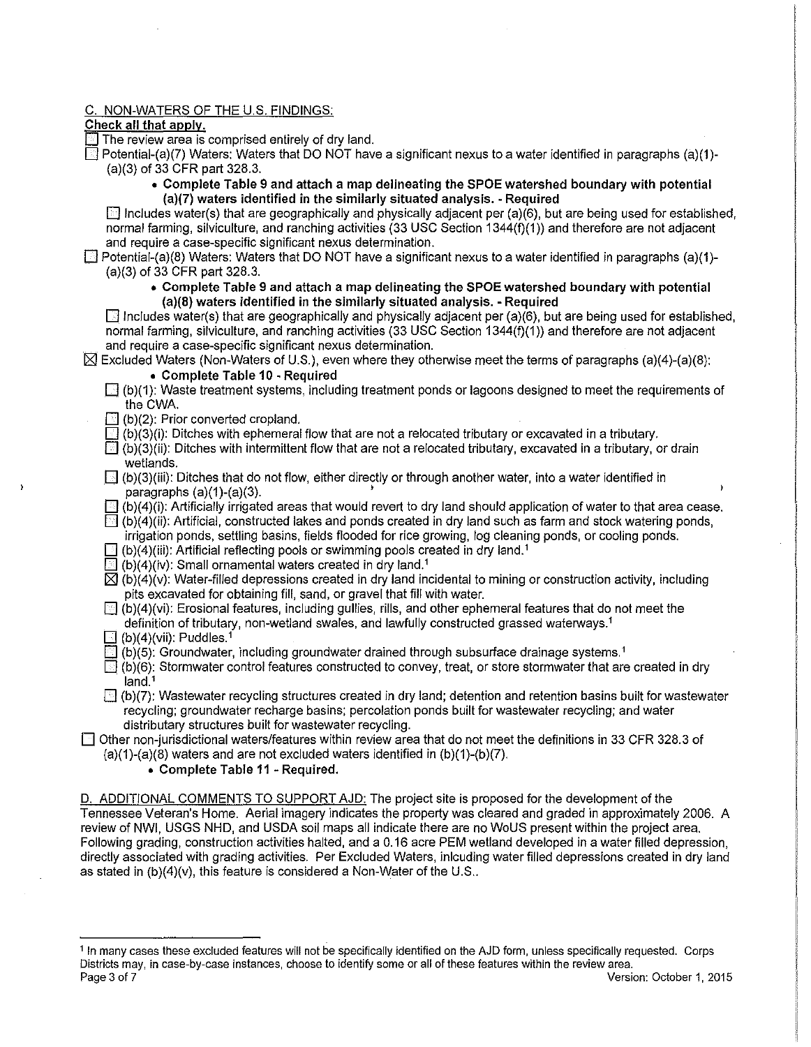C. NON-WATERS OF THE U.S. FINDINGS:

**Check all that apply.**

☐ The review area is comprised entirely of dry land.

☐ Potential-(a)(7) Waters: Waters that DO NOT have a significant nexus to a water identified in paragraphs (a)(1)-(a)(3) of 33 CFR part 328.3.

- **Complete Table 9 and attach a map delineating the SPOE watershed boundary with potential (a)(7) waters identified in the similarly situated analysis. - Required**

☐ Includes water(s) that are geographically and physically adjacent per (a)(6), but are being used for established, normal farming, silviculture, and ranching activities (33 USC Section 1344(f)(1)) and therefore are not adjacent and require a case-specific significant nexus determination.

☐ Potential-(a)(8) Waters: Waters that DO NOT have a significant nexus to a water identified in paragraphs (a)(1)-(a)(3) of 33 CFR part 328.3.

- **Complete Table 9 and attach a map delineating the SPOE watershed boundary with potential (a)(8) waters identified in the similarly situated analysis. - Required**

☐ Includes water(s) that are geographically and physically adjacent per (a)(6), but are being used for established, normal farming, silviculture, and ranching activities (33 USC Section 1344(f)(1)) and therefore are not adjacent and require a case-specific significant nexus determination.

☒ Excluded Waters (Non-Waters of U.S.), even where they otherwise meet the terms of paragraphs (a)(4)-(a)(8):

- **Complete Table 10 - Required**

☐ (b)(1): Waste treatment systems, including treatment ponds or lagoons designed to meet the requirements of the CWA.

☐ (b)(2): Prior converted cropland.

☐ (b)(3)(i): Ditches with ephemeral flow that are not a relocated tributary or excavated in a tributary.

☐ (b)(3)(ii): Ditches with intermittent flow that are not a relocated tributary, excavated in a tributary, or drain wetlands.

☐ (b)(3)(iii): Ditches that do not flow, either directly or through another water, into a water identified in paragraphs (a)(1)-(a)(3).

☐ (b)(4)(i): Artificially irrigated areas that would revert to dry land should application of water to that area cease.

☐ (b)(4)(ii): Artificial, constructed lakes and ponds created in dry land such as farm and stock watering ponds, irrigation ponds, settling basins, fields flooded for rice growing, log cleaning ponds, or cooling ponds.

☐ (b)(4)(iii): Artificial reflecting pools or swimming pools created in dry land.[1]

☐ (b)(4)(iv): Small ornamental waters created in dry land.[1]

☒ (b)(4)(v): Water-filled depressions created in dry land incidental to mining or construction activity, including pits excavated for obtaining fill, sand, or gravel that fill with water.

☐ (b)(4)(vi): Erosional features, including gullies, rills, and other ephemeral features that do not meet the definition of tributary, non-wetland swales, and lawfully constructed grassed waterways.[1]

☐ (b)(4)(vii): Puddles.[1]

☐ (b)(5): Groundwater, including groundwater drained through subsurface drainage systems.[1]

☐ (b)(6): Stormwater control features constructed to convey, treat, or store stormwater that are created in dry land.[1]

☐ (b)(7): Wastewater recycling structures created in dry land; detention and retention basins built for wastewater recycling; groundwater recharge basins; percolation ponds built for wastewater recycling; and water distributary structures built for wastewater recycling.

☐ Other non-jurisdictional waters/features within review area that do not meet the definitions in 33 CFR 328.3 of (a)(1)-(a)(8) waters and are not excluded waters identified in (b)(1)-(b)(7).

- **Complete Table 11 - Required.**

D. ADDITIONAL COMMENTS TO SUPPORT AJD: The project site is proposed for the development of the Tennessee Veteran's Home. Aerial imagery indicates the property was cleared and graded in approximately 2006. A review of NWI, USGS NHD, and USDA soil maps all indicate there are no WoUS present within the project area. Following grading, construction activities halted, and a 0.16 acre PEM wetland developed in a water filled depression, directly associated with grading activities. Per Excluded Waters, inlcuding water filled depressions created in dry land as stated in (b)(4)(v), this feature is considered a Non-Water of the U.S..

---

[1] In many cases these excluded features will not be specifically identified on the AJD form, unless specifically requested. Corps Districts may, in case-by-case instances, choose to identify some or all of these features within the review area.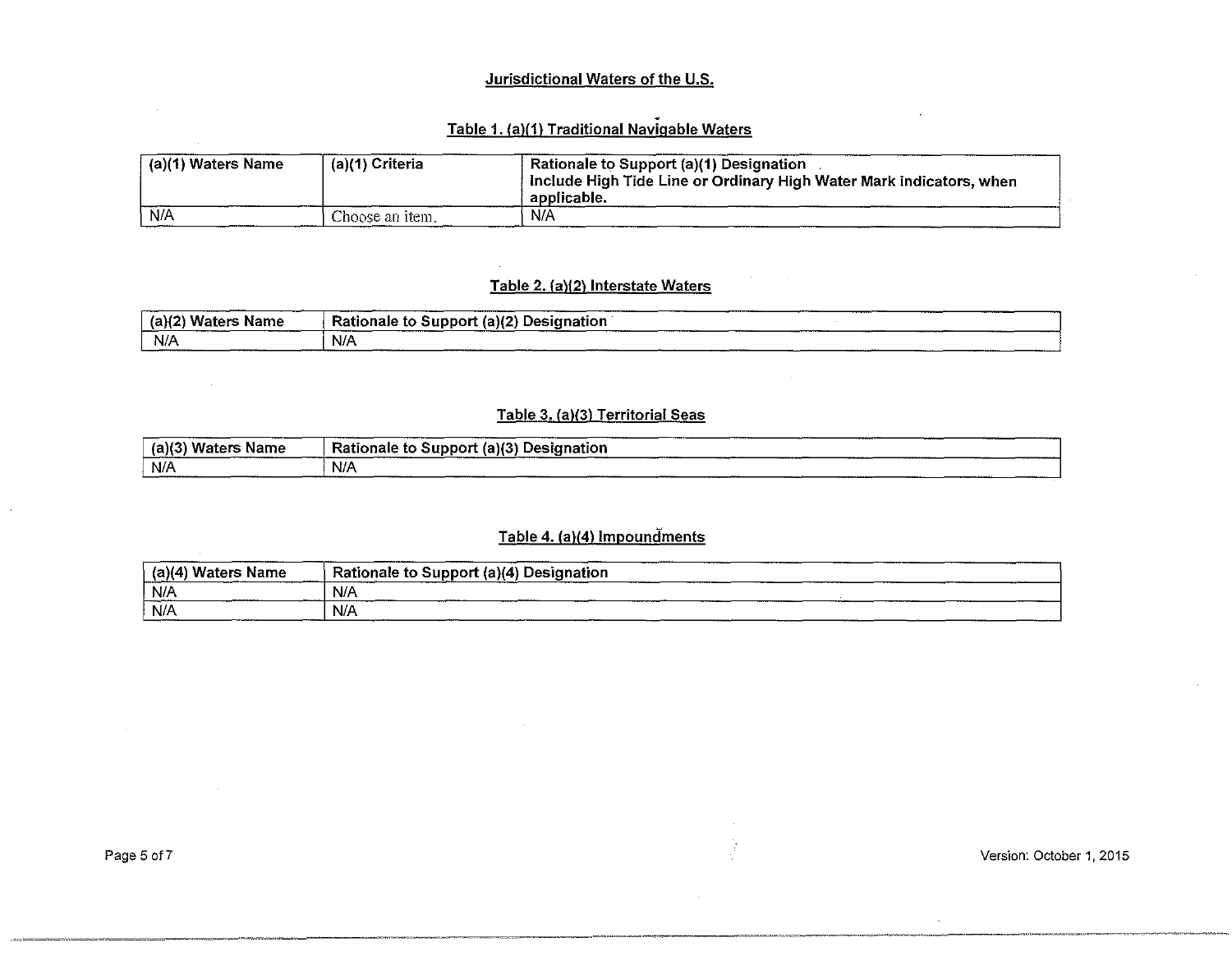## Jurisdictional Waters of the U.S.

### Table 1. (a)(1) Traditional Navigable Waters

| (a)(1) Waters Name | (a)(1) Criteria | Rationale to Support (a)(1) Designation Include High Tide Line or Ordinary High Water Mark indicators, when applicable. |
|---|---|---|
| N/A | Choose an item. | N/A |

### Table 2. (a)(2) Interstate Waters

| (a)(2) Waters Name | Rationale to Support (a)(2) Designation |
|---|---|
| N/A | N/A |

### Table 3. (a)(3) Territorial Seas

| (a)(3) Waters Name | Rationale to Support (a)(3) Designation |
|---|---|
| N/A | N/A |

### Table 4. (a)(4) Impoundments

| (a)(4) Waters Name | Rationale to Support (a)(4) Designation |
|---|---|
| N/A | N/A |
| N/A | N/A |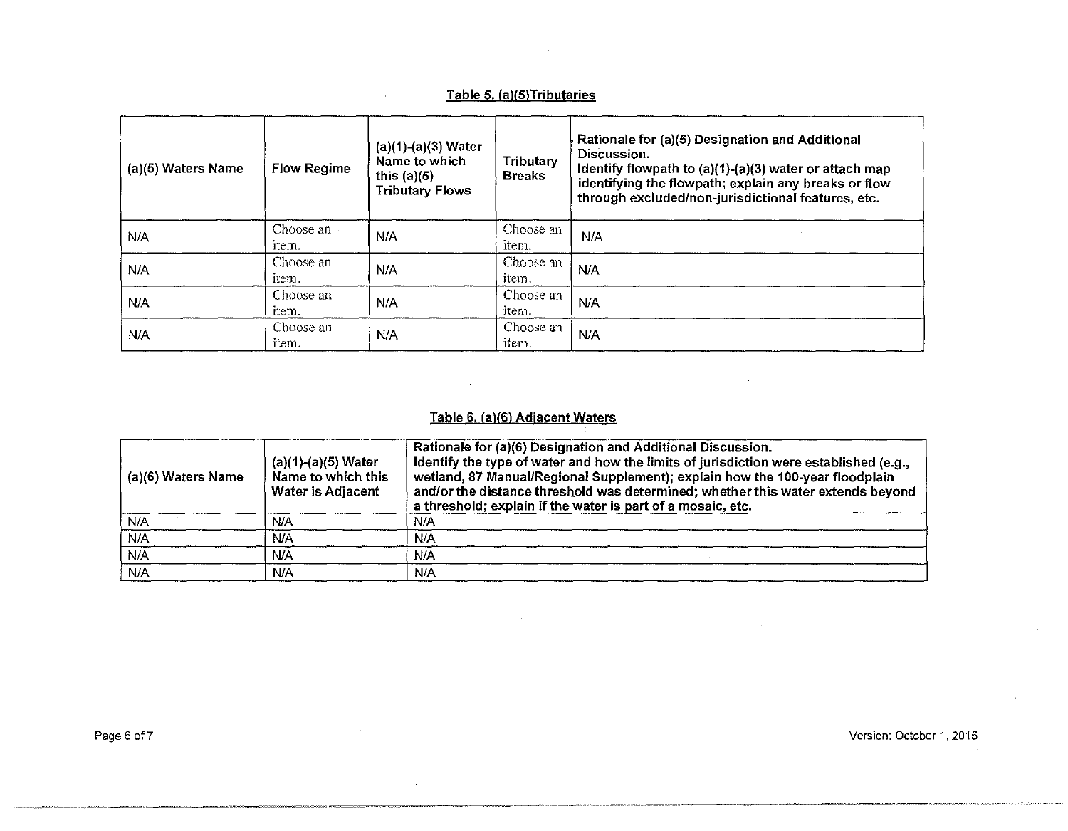**Table 5. (a)(5)Tributaries**

| (a)(5) Waters Name | Flow Regime | (a)(1)-(a)(3) Water Name to which this (a)(5) Tributary Flows | Tributary Breaks | Rationale for (a)(5) Designation and Additional Discussion. Identify flowpath to (a)(1)-(a)(3) water or attach map identifying the flowpath; explain any breaks or flow through excluded/non-jurisdictional features, etc. |
|---|---|---|---|---|
| N/A | Choose an item. | N/A | Choose an item. | N/A |
| N/A | Choose an item. | N/A | Choose an item. | N/A |
| N/A | Choose an item. | N/A | Choose an item. | N/A |
| N/A | Choose an item. | N/A | Choose an item. | N/A |

**Table 6. (a)(6) Adjacent Waters**

| (a)(6) Waters Name | (a)(1)-(a)(5) Water Name to which this Water is Adjacent | Rationale for (a)(6) Designation and Additional Discussion. Identify the type of water and how the limits of jurisdiction were established (e.g., wetland, 87 Manual/Regional Supplement); explain how the 100-year floodplain and/or the distance threshold was determined; whether this water extends beyond a threshold; explain if the water is part of a mosaic, etc. |
|---|---|---|
| N/A | N/A | N/A |
| N/A | N/A | N/A |
| N/A | N/A | N/A |
| N/A | N/A | N/A |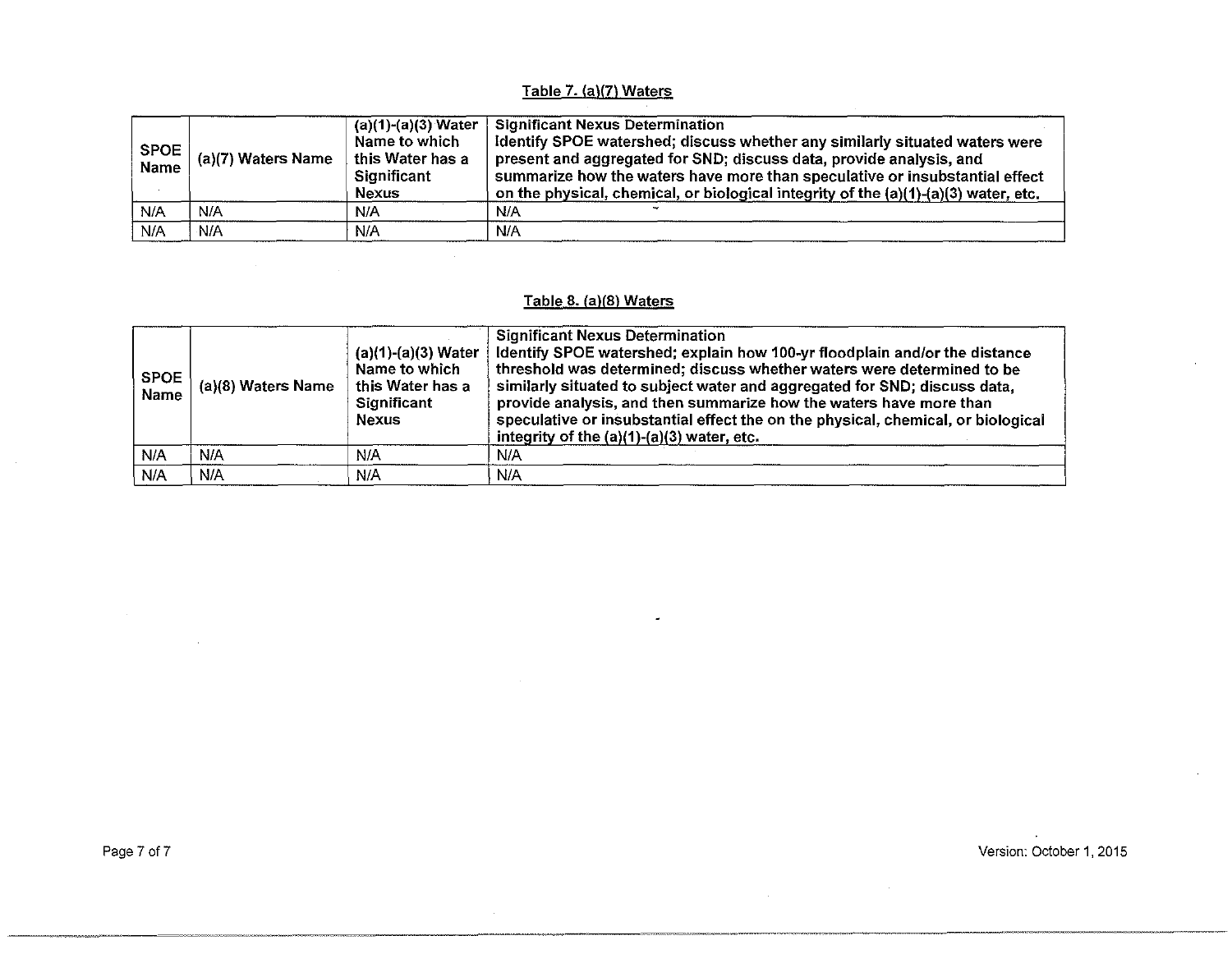Table 7. (a)(7) Waters

| SPOE Name | (a)(7) Waters Name | (a)(1)-(a)(3) Water Name to which this Water has a Significant Nexus | Significant Nexus Determination<br>Identify SPOE watershed; discuss whether any similarly situated waters were present and aggregated for SND; discuss data, provide analysis, and summarize how the waters have more than speculative or insubstantial effect on the physical, chemical, or biological integrity of the (a)(1)-(a)(3) water, etc. |
|---|---|---|---|
| N/A | N/A | N/A | N/A |
| N/A | N/A | N/A | N/A |

Table 8. (a)(8) Waters

| SPOE Name | (a)(8) Waters Name | (a)(1)-(a)(3) Water Name to which this Water has a Significant Nexus | Significant Nexus Determination<br>Identify SPOE watershed; explain how 100-yr floodplain and/or the distance threshold was determined; discuss whether waters were determined to be similarly situated to subject water and aggregated for SND; discuss data, provide analysis, and then summarize how the waters have more than speculative or insubstantial effect the on the physical, chemical, or biological integrity of the (a)(1)-(a)(3) water, etc. |
|---|---|---|---|
| N/A | N/A | N/A | N/A |
| N/A | N/A | N/A | N/A |

Version: October 1, 2015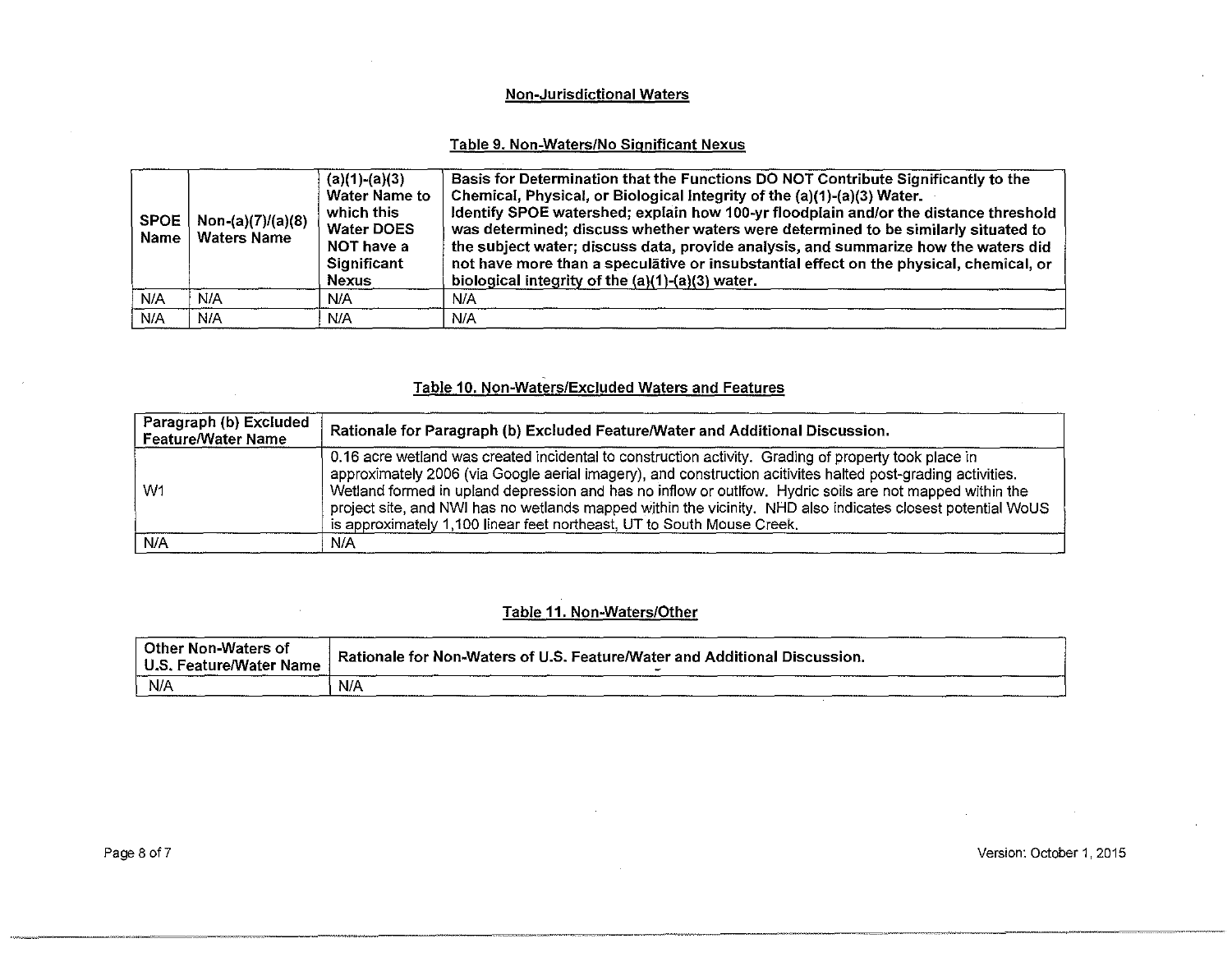## Non-Jurisdictional Waters

### Table 9. Non-Waters/No Significant Nexus

| SPOE Name | Non-(a)(7)/(a)(8) Waters Name | (a)(1)-(a)(3) Water Name to which this Water DOES NOT have a Significant Nexus | Basis for Determination that the Functions DO NOT Contribute Significantly to the Chemical, Physical, or Biological Integrity of the (a)(1)-(a)(3) Water. Identify SPOE watershed; explain how 100-yr floodplain and/or the distance threshold was determined; discuss whether waters were determined to be similarly situated to the subject water; discuss data, provide analysis, and summarize how the waters did not have more than a speculative or insubstantial effect on the physical, chemical, or biological integrity of the (a)(1)-(a)(3) water. |
|---|---|---|---|
| N/A | N/A | N/A | N/A |
| N/A | N/A | N/A | N/A |

### Table 10. Non-Waters/Excluded Waters and Features

| Paragraph (b) Excluded Feature/Water Name | Rationale for Paragraph (b) Excluded Feature/Water and Additional Discussion. |
|---|---|
| W1 | 0.16 acre wetland was created incidental to construction activity. Grading of property took place in approximately 2006 (via Google aerial imagery), and construction acitivites halted post-grading activities. Wetland formed in upland depression and has no inflow or outlfow. Hydric soils are not mapped within the project site, and NWI has no wetlands mapped within the vicinity. NHD also indicates closest potential WoUS is approximately 1,100 linear feet northeast, UT to South Mouse Creek. |
| N/A | N/A |

### Table 11. Non-Waters/Other

| Other Non-Waters of U.S. Feature/Water Name | Rationale for Non-Waters of U.S. Feature/Water and Additional Discussion. |
|---|---|
| N/A | N/A |